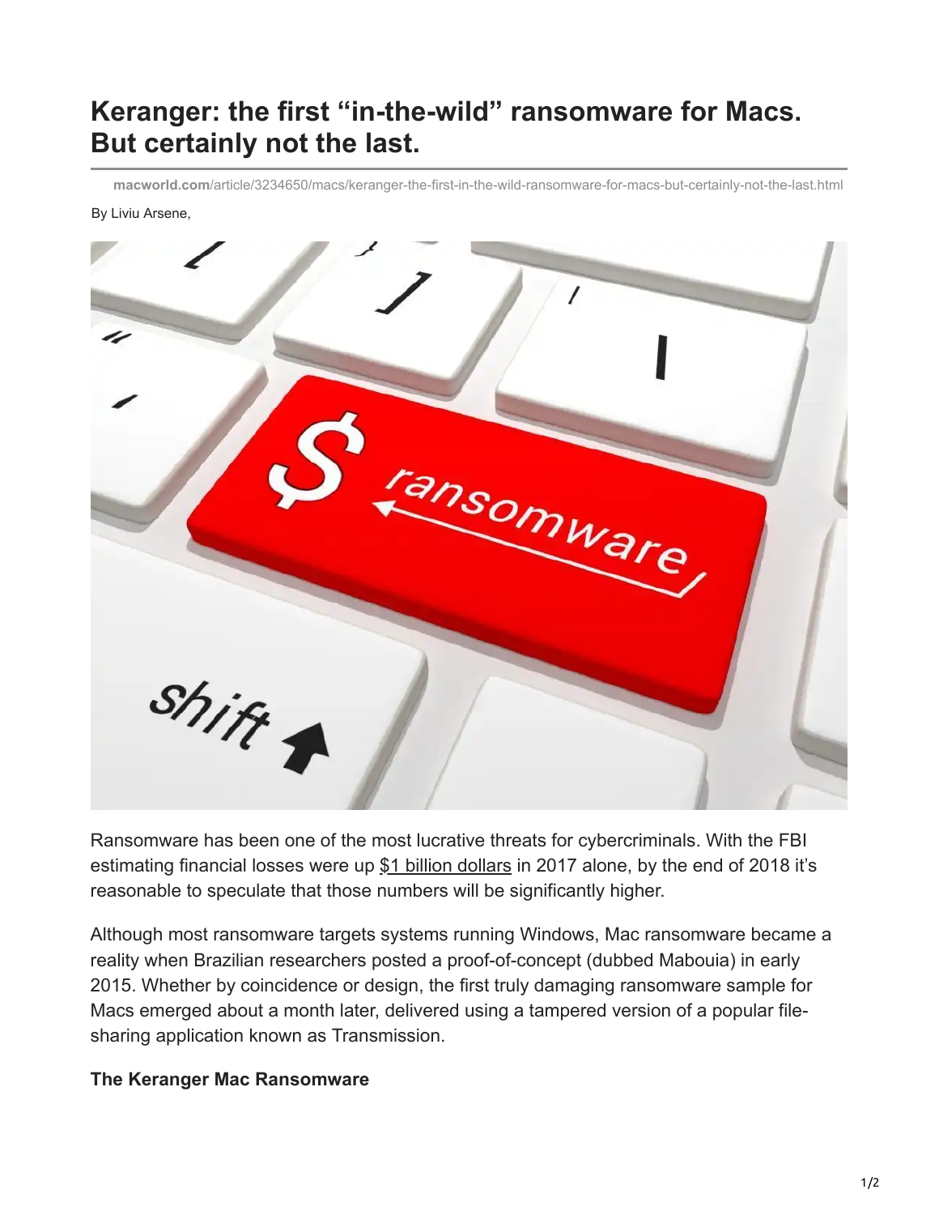# Keranger: the first "in-the-wild" ransomware for Macs. But certainly not the last.

macworld.com/article/3234650/macs/keranger-the-first-in-the-wild-ransomware-for-macs-but-certainly-not-the-last.html

By Liviu Arsene,

Ransomware has been one of the most lucrative threats for cybercriminals. With the FBI estimating financial losses were up $1 billion dollars in 2017 alone, by the end of 2018 it's reasonable to speculate that those numbers will be significantly higher.

Although most ransomware targets systems running Windows, Mac ransomware became a reality when Brazilian researchers posted a proof-of-concept (dubbed Mabouia) in early 2015. Whether by coincidence or design, the first truly damaging ransomware sample for Macs emerged about a month later, delivered using a tampered version of a popular file-sharing application known as Transmission.

**The Keranger Mac Ransomware**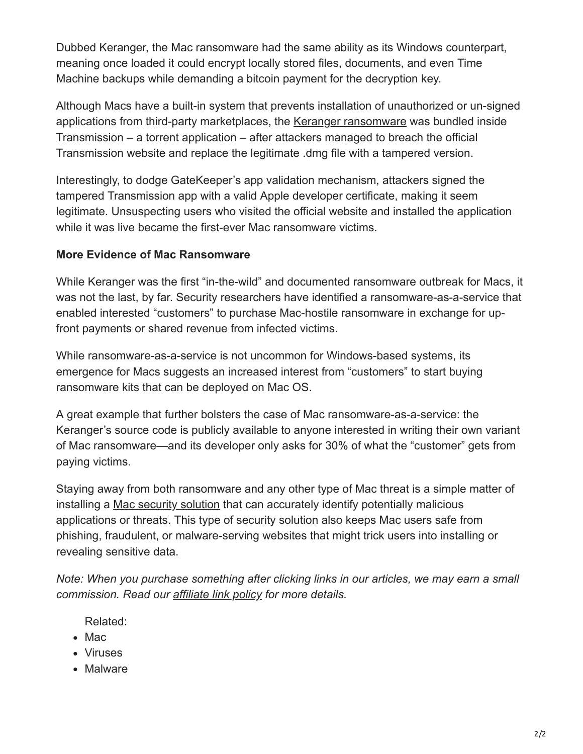Dubbed Keranger, the Mac ransomware had the same ability as its Windows counterpart, meaning once loaded it could encrypt locally stored files, documents, and even Time Machine backups while demanding a bitcoin payment for the decryption key.

Although Macs have a built-in system that prevents installation of unauthorized or un-signed applications from third-party marketplaces, the Keranger ransomware was bundled inside Transmission – a torrent application – after attackers managed to breach the official Transmission website and replace the legitimate .dmg file with a tampered version.

Interestingly, to dodge GateKeeper's app validation mechanism, attackers signed the tampered Transmission app with a valid Apple developer certificate, making it seem legitimate. Unsuspecting users who visited the official website and installed the application while it was live became the first-ever Mac ransomware victims.

**More Evidence of Mac Ransomware**

While Keranger was the first "in-the-wild" and documented ransomware outbreak for Macs, it was not the last, by far. Security researchers have identified a ransomware-as-a-service that enabled interested "customers" to purchase Mac-hostile ransomware in exchange for up-front payments or shared revenue from infected victims.

While ransomware-as-a-service is not uncommon for Windows-based systems, its emergence for Macs suggests an increased interest from "customers" to start buying ransomware kits that can be deployed on Mac OS.

A great example that further bolsters the case of Mac ransomware-as-a-service: the Keranger's source code is publicly available to anyone interested in writing their own variant of Mac ransomware—and its developer only asks for 30% of what the "customer" gets from paying victims.

Staying away from both ransomware and any other type of Mac threat is a simple matter of installing a Mac security solution that can accurately identify potentially malicious applications or threats. This type of security solution also keeps Mac users safe from phishing, fraudulent, or malware-serving websites that might trick users into installing or revealing sensitive data.

*Note: When you purchase something after clicking links in our articles, we may earn a small commission. Read our affiliate link policy for more details.*

Related:

- Mac
- Viruses
- Malware